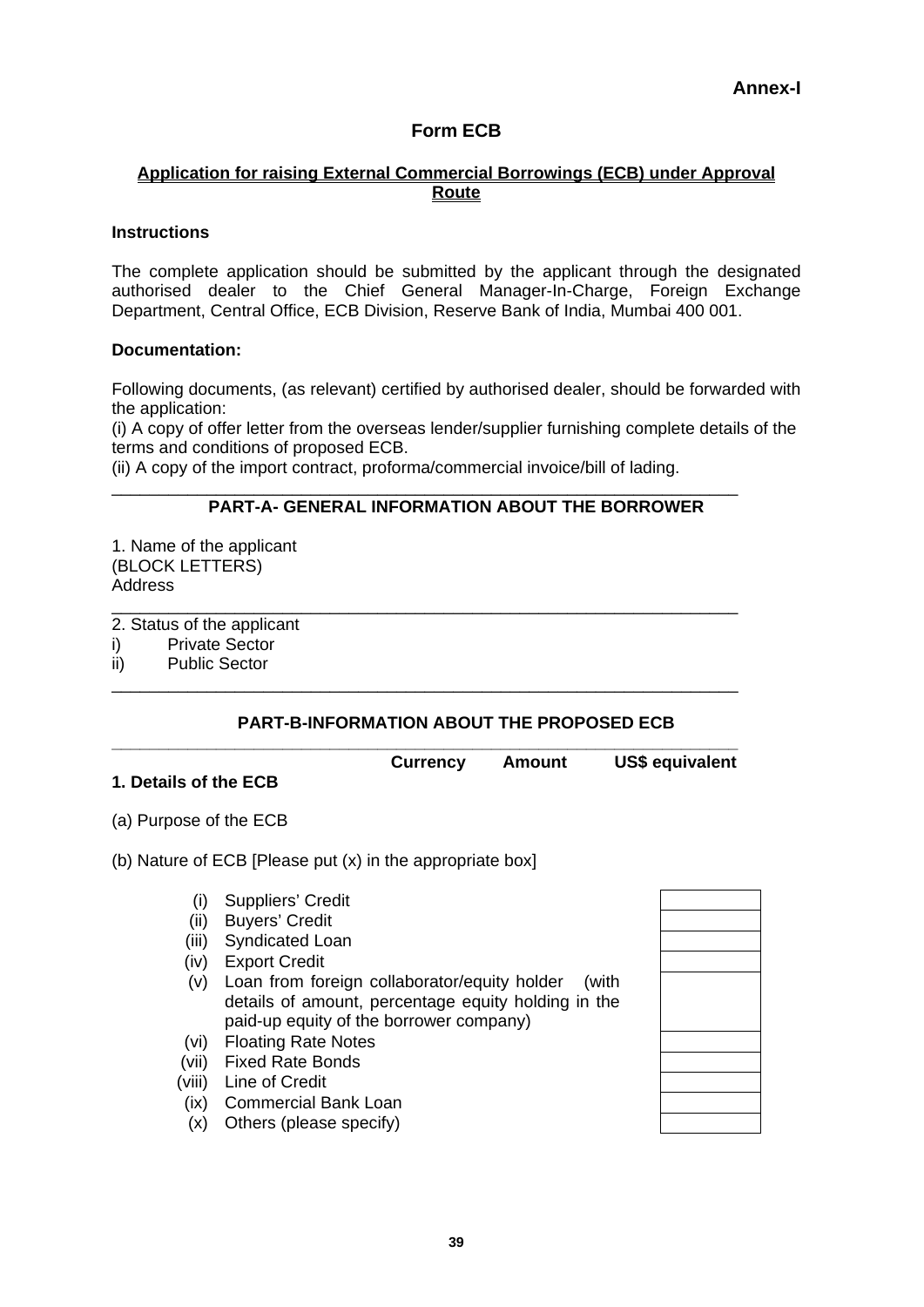Annex-I

# Form ECB

## Application for raising External Commercial Borrowings (ECB) under Approval Route

**Instructions**

The complete application should be submitted by the applicant through the designated authorised dealer to the Chief General Manager-In-Charge, Foreign Exchange Department, Central Office, ECB Division, Reserve Bank of India, Mumbai 400 001.

**Documentation:**

Following documents, (as relevant) certified by authorised dealer, should be forwarded with the application:

(i) A copy of offer letter from the overseas lender/supplier furnishing complete details of the terms and conditions of proposed ECB.

(ii) A copy of the import contract, proforma/commercial invoice/bill of lading.

---

### PART-A- GENERAL INFORMATION ABOUT THE BORROWER

1. Name of the applicant
(BLOCK LETTERS)
Address

---

2. Status of the applicant
i) Private Sector
ii) Public Sector

---

### PART-B-INFORMATION ABOUT THE PROPOSED ECB

---

| | Currency | Amount | US$ equivalent |
|---|---|---|---|
| **1. Details of the ECB** | | | |

(a) Purpose of the ECB

(b) Nature of ECB [Please put (x) in the appropriate box]

| | | |
|---|---|---|
| (i) | Suppliers' Credit | |
| (ii) | Buyers' Credit | |
| (iii) | Syndicated Loan | |
| (iv) | Export Credit | |
| (v) | Loan from foreign collaborator/equity holder (with details of amount, percentage equity holding in the paid-up equity of the borrower company) | |
| (vi) | Floating Rate Notes | |
| (vii) | Fixed Rate Bonds | |
| (viii) | Line of Credit | |
| (ix) | Commercial Bank Loan | |
| (x) | Others (please specify) | |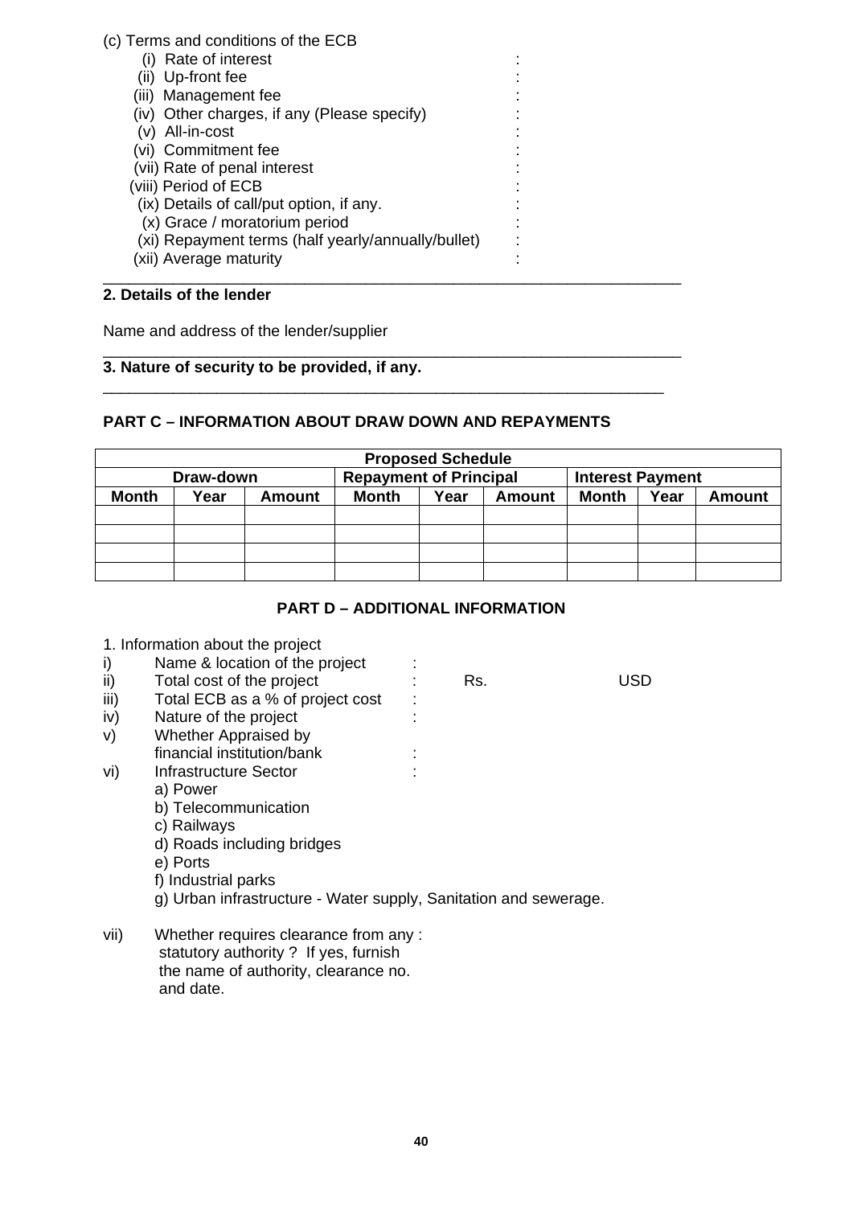(c) Terms and conditions of the ECB

- (i) Rate of interest :
- (ii) Up-front fee :
- (iii) Management fee :
- (iv) Other charges, if any (Please specify) :
- (v) All-in-cost :
- (vi) Commitment fee :
- (vii) Rate of penal interest :
- (viii) Period of ECB :
- (ix) Details of call/put option, if any. :
- (x) Grace / moratorium period :
- (xi) Repayment terms (half yearly/annually/bullet) :
- (xii) Average maturity :

---

**2. Details of the lender**

Name and address of the lender/supplier

---

**3. Nature of security to be provided, if any.**

---

**PART C – INFORMATION ABOUT DRAW DOWN AND REPAYMENTS**

| Proposed Schedule | | | | | | | | |
|---|---|---|---|---|---|---|---|---|
| Draw-down | | | Repayment of Principal | | | Interest Payment | | |
| Month | Year | Amount | Month | Year | Amount | Month | Year | Amount |
| | | | | | | | | |
| | | | | | | | | |
| | | | | | | | | |
| | | | | | | | | |

**PART D – ADDITIONAL INFORMATION**

1. Information about the project

- i) Name & location of the project :
- ii) Total cost of the project : Rs. USD
- iii) Total ECB as a % of project cost :
- iv) Nature of the project :
- v) Whether Appraised by financial institution/bank :
- vi) Infrastructure Sector :
  - a) Power
  - b) Telecommunication
  - c) Railways
  - d) Roads including bridges
  - e) Ports
  - f) Industrial parks
  - g) Urban infrastructure - Water supply, Sanitation and sewerage.
- vii) Whether requires clearance from any : statutory authority ? If yes, furnish the name of authority, clearance no. and date.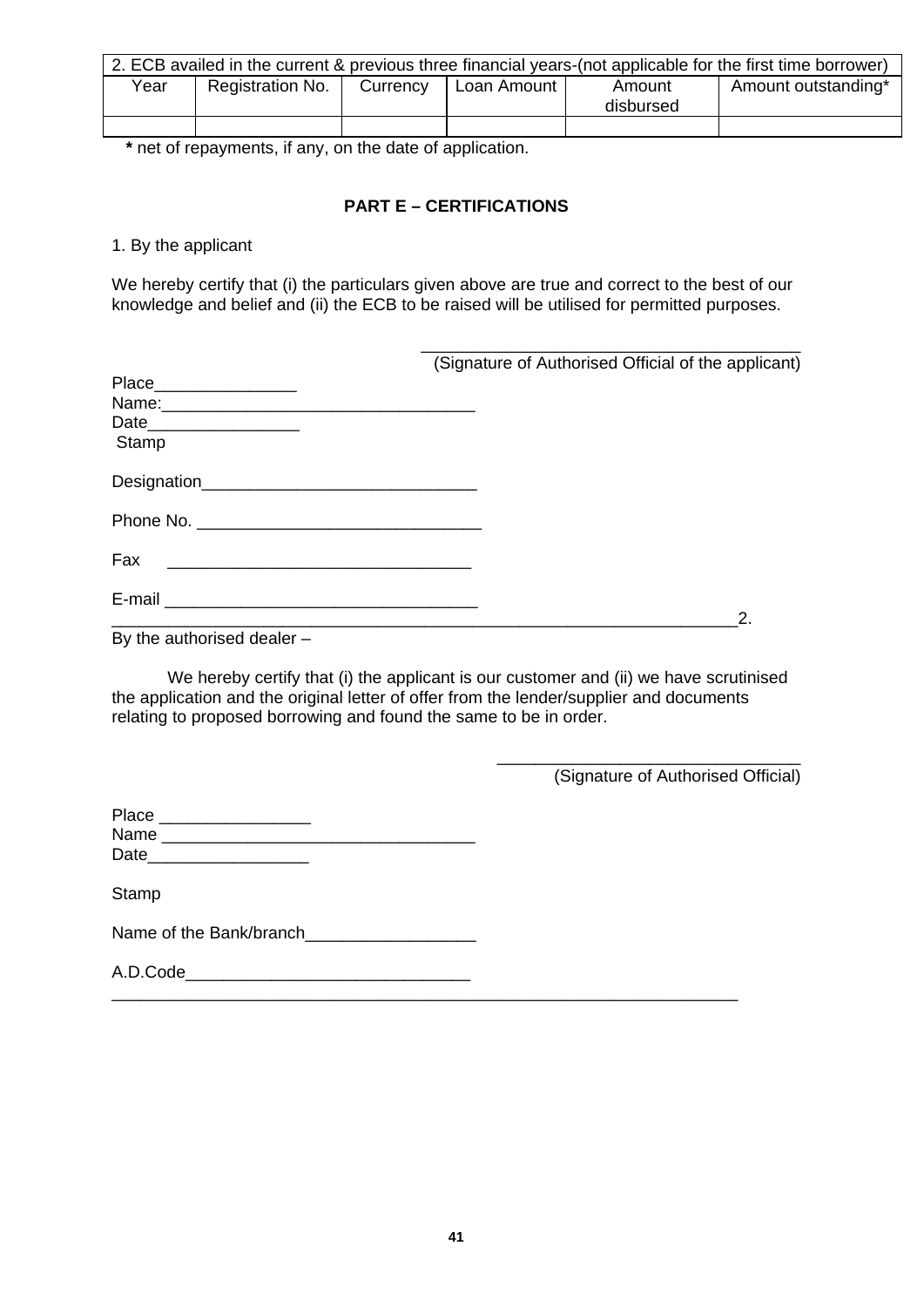| 2. ECB availed in the current & previous three financial years-(not applicable for the first time borrower) | | | | | |
|---|---|---|---|---|---|
| Year | Registration No. | Currency | Loan Amount | Amount disbursed | Amount outstanding* |
| | | | | | |

**\*** net of repayments, if any, on the date of application.

**PART E – CERTIFICATIONS**

1. By the applicant

We hereby certify that (i) the particulars given above are true and correct to the best of our knowledge and belief and (ii) the ECB to be raised will be utilised for permitted purposes.

_________________________________________
(Signature of Authorised Official of the applicant)

Place_______________
Name:_________________________________
Date________________
Stamp

Designation_____________________________

Phone No. ______________________________

Fax ________________________________

E-mail _________________________________

___________________________________________________________________

2. By the authorised dealer –

We hereby certify that (i) the applicant is our customer and (ii) we have scrutinised the application and the original letter of offer from the lender/supplier and documents relating to proposed borrowing and found the same to be in order.

________________________________
(Signature of Authorised Official)

Place ________________
Name _________________________________
Date_________________

Stamp

Name of the Bank/branch__________________

A.D.Code______________________________

___________________________________________________________________